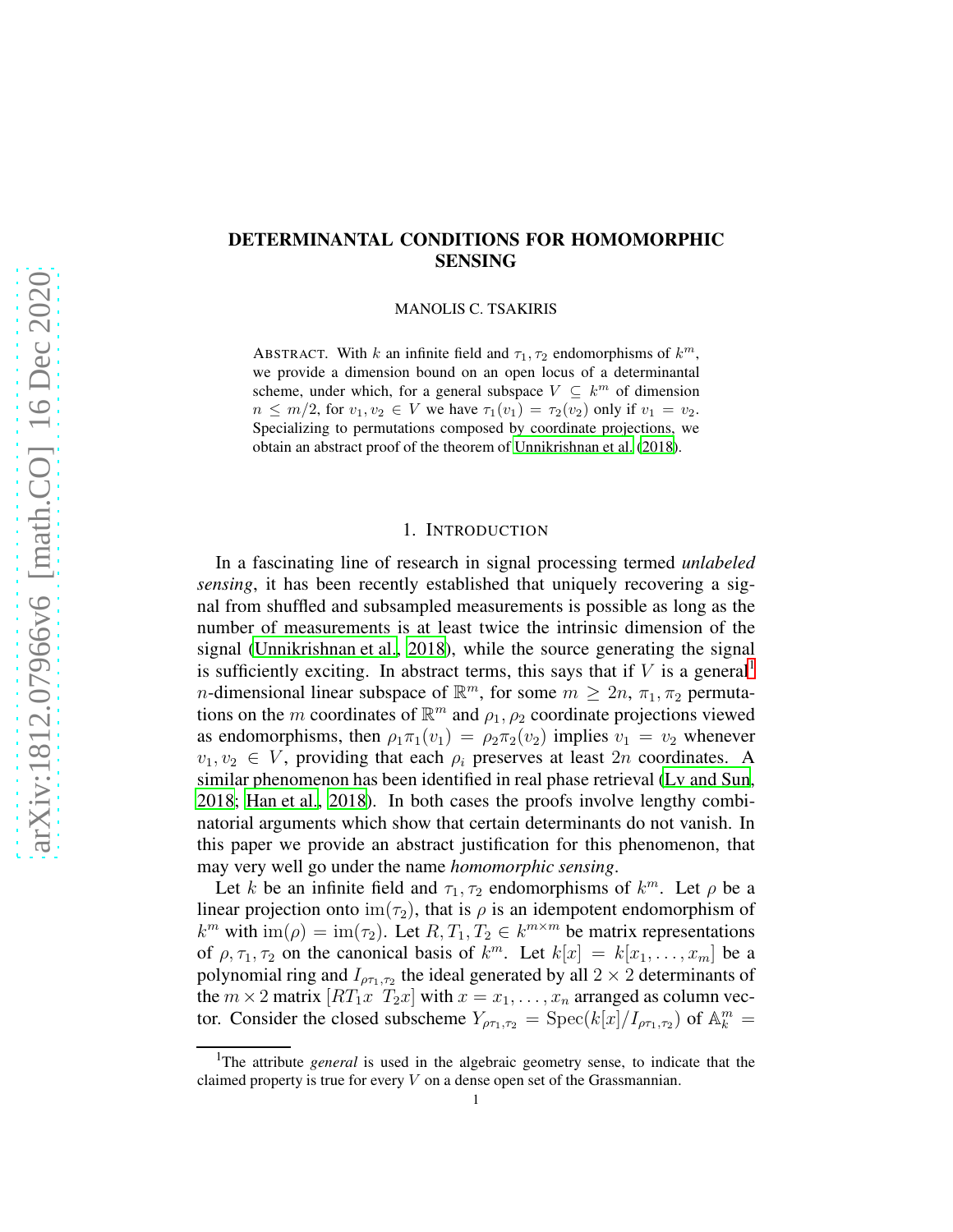# DETERMINANTAL CONDITIONS FOR HOMOMORPHIC SENSING

MANOLIS C. TSAKIRIS

ABSTRACT. With $k$ an infinite field and $\tau_1, \tau_2$ endomorphisms of $k^m$, we provide a dimension bound on an open locus of a determinantal scheme, under which, for a general subspace $V \subseteq k^m$ of dimension $n \leq m/2$, for $v_1, v_2 \in V$ we have $\tau_1(v_1) = \tau_2(v_2)$ only if $v_1 = v_2$. Specializing to permutations composed by coordinate projections, we obtain an abstract proof of the theorem of Unnikrishnan et al. (2018).

## 1. INTRODUCTION

In a fascinating line of research in signal processing termed *unlabeled sensing*, it has been recently established that uniquely recovering a signal from shuffled and subsampled measurements is possible as long as the number of measurements is at least twice the intrinsic dimension of the signal (Unnikrishnan et al., 2018), while the source generating the signal is sufficiently exciting. In abstract terms, this says that if $V$ is a general[1] $n$-dimensional linear subspace of $\mathbb{R}^m$, for some $m \geq 2n$, $\pi_1, \pi_2$ permutations on the $m$ coordinates of $\mathbb{R}^m$ and $\rho_1, \rho_2$ coordinate projections viewed as endomorphisms, then $\rho_1\pi_1(v_1) = \rho_2\pi_2(v_2)$ implies $v_1 = v_2$ whenever $v_1, v_2 \in V$, providing that each $\rho_i$ preserves at least $2n$ coordinates. A similar phenomenon has been identified in real phase retrieval (Lv and Sun, 2018; Han et al., 2018). In both cases the proofs involve lengthy combinatorial arguments which show that certain determinants do not vanish. In this paper we provide an abstract justification for this phenomenon, that may very well go under the name *homomorphic sensing*.

Let $k$ be an infinite field and $\tau_1, \tau_2$ endomorphisms of $k^m$. Let $\rho$ be a linear projection onto $\mathrm{im}(\tau_2)$, that is $\rho$ is an idempotent endomorphism of $k^m$ with $\mathrm{im}(\rho) = \mathrm{im}(\tau_2)$. Let $R, T_1, T_2 \in k^{m \times m}$ be matrix representations of $\rho, \tau_1, \tau_2$ on the canonical basis of $k^m$. Let $k[x] = k[x_1, \dots, x_m]$ be a polynomial ring and $I_{\rho\tau_1,\tau_2}$ the ideal generated by all $2 \times 2$ determinants of the $m \times 2$ matrix $[RT_1x \;\; T_2x]$ with $x = x_1, \dots, x_n$ arranged as column vector. Consider the closed subscheme $Y_{\rho\tau_1,\tau_2} = \mathrm{Spec}(k[x]/I_{\rho\tau_1,\tau_2})$ of $\mathbb{A}_k^m =$

[1] The attribute *general* is used in the algebraic geometry sense, to indicate that the claimed property is true for every $V$ on a dense open set of the Grassmannian.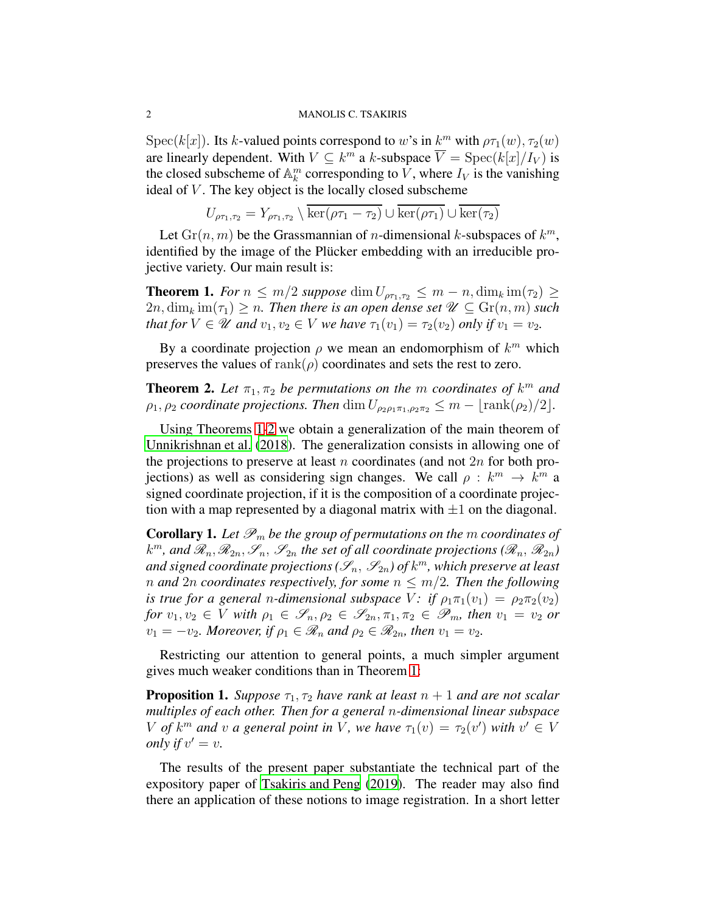$\operatorname{Spec}(k[x])$. Its $k$-valued points correspond to $w$'s in $k^m$ with $\rho\tau_1(w), \tau_2(w)$ are linearly dependent. With $V \subseteq k^m$ a $k$-subspace $\overline{V} = \operatorname{Spec}(k[x]/I_V)$ is the closed subscheme of $\mathbb{A}_k^m$ corresponding to $V$, where $I_V$ is the vanishing ideal of $V$. The key object is the locally closed subscheme

$$U_{\rho\tau_1,\tau_2} = Y_{\rho\tau_1,\tau_2} \setminus \overline{\ker(\rho\tau_1 - \tau_2)} \cup \overline{\ker(\rho\tau_1)} \cup \overline{\ker(\tau_2)}$$

Let $\operatorname{Gr}(n,m)$ be the Grassmannian of $n$-dimensional $k$-subspaces of $k^m$, identified by the image of the Plücker embedding with an irreducible projective variety. Our main result is:

**Theorem 1.** *For $n \leq m/2$ suppose $\dim U_{\rho\tau_1,\tau_2} \leq m - n, \dim_k \operatorname{im}(\tau_2) \geq 2n, \dim_k \operatorname{im}(\tau_1) \geq n$. Then there is an open dense set $\mathscr{U} \subseteq \operatorname{Gr}(n,m)$ such that for $V \in \mathscr{U}$ and $v_1, v_2 \in V$ we have $\tau_1(v_1) = \tau_2(v_2)$ only if $v_1 = v_2$.*

By a coordinate projection $\rho$ we mean an endomorphism of $k^m$ which preserves the values of $\operatorname{rank}(\rho)$ coordinates and sets the rest to zero.

**Theorem 2.** *Let $\pi_1, \pi_2$ be permutations on the $m$ coordinates of $k^m$ and $\rho_1, \rho_2$ coordinate projections. Then $\dim U_{\rho_2\rho_1\pi_1,\rho_2\pi_2} \leq m - \lfloor \operatorname{rank}(\rho_2)/2 \rfloor$.*

Using Theorems 1-2 we obtain a generalization of the main theorem of Unnikrishnan et al. (2018). The generalization consists in allowing one of the projections to preserve at least $n$ coordinates (and not $2n$ for both projections) as well as considering sign changes. We call $\rho : k^m \to k^m$ a signed coordinate projection, if it is the composition of a coordinate projection with a map represented by a diagonal matrix with $\pm 1$ on the diagonal.

**Corollary 1.** *Let $\mathscr{P}_m$ be the group of permutations on the $m$ coordinates of $k^m$, and $\mathscr{R}_n, \mathscr{R}_{2n}, \mathscr{S}_n, \mathscr{S}_{2n}$ the set of all coordinate projections ($\mathscr{R}_n$, $\mathscr{R}_{2n}$) and signed coordinate projections ($\mathscr{S}_n$, $\mathscr{S}_{2n}$) of $k^m$, which preserve at least $n$ and $2n$ coordinates respectively, for some $n \leq m/2$. Then the following is true for a general $n$-dimensional subspace $V$: if $\rho_1\pi_1(v_1) = \rho_2\pi_2(v_2)$ for $v_1, v_2 \in V$ with $\rho_1 \in \mathscr{S}_n, \rho_2 \in \mathscr{S}_{2n}, \pi_1, \pi_2 \in \mathscr{P}_m$, then $v_1 = v_2$ or $v_1 = -v_2$. Moreover, if $\rho_1 \in \mathscr{R}_n$ and $\rho_2 \in \mathscr{R}_{2n}$, then $v_1 = v_2$.*

Restricting our attention to general points, a much simpler argument gives much weaker conditions than in Theorem 1:

**Proposition 1.** *Suppose $\tau_1, \tau_2$ have rank at least $n+1$ and are not scalar multiples of each other. Then for a general $n$-dimensional linear subspace $V$ of $k^m$ and $v$ a general point in $V$, we have $\tau_1(v) = \tau_2(v')$ with $v' \in V$ only if $v' = v$.*

The results of the present paper substantiate the technical part of the expository paper of Tsakiris and Peng (2019). The reader may also find there an application of these notions to image registration. In a short letter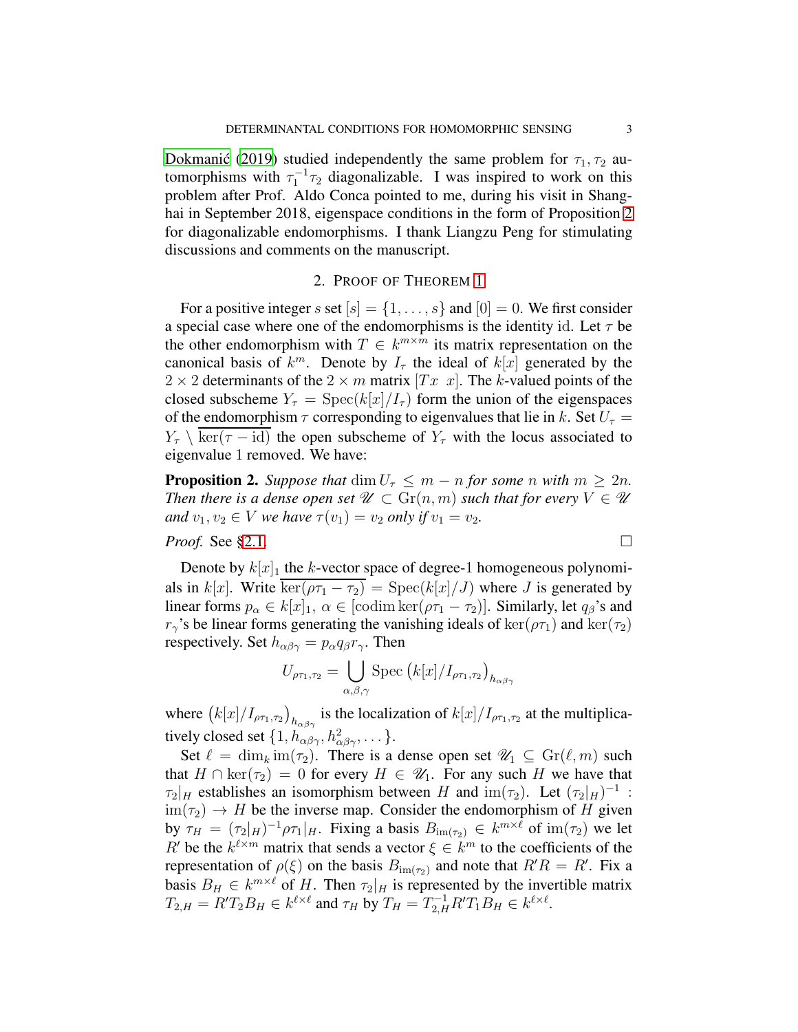Dokmanić (2019) studied independently the same problem for $\tau_1, \tau_2$ automorphisms with $\tau_1^{-1}\tau_2$ diagonalizable. I was inspired to work on this problem after Prof. Aldo Conca pointed to me, during his visit in Shanghai in September 2018, eigenspace conditions in the form of Proposition 2 for diagonalizable endomorphisms. I thank Liangzu Peng for stimulating discussions and comments on the manuscript.

## 2. Proof of Theorem 1

For a positive integer $s$ set $[s] = \{1, \dots, s\}$ and $[0] = 0$. We first consider a special case where one of the endomorphisms is the identity $\mathrm{id}$. Let $\tau$ be the other endomorphism with $T \in k^{m \times m}$ its matrix representation on the canonical basis of $k^m$. Denote by $I_\tau$ the ideal of $k[x]$ generated by the $2 \times 2$ determinants of the $2 \times m$ matrix $[Tx \;\; x]$. The $k$-valued points of the closed subscheme $Y_\tau = \mathrm{Spec}(k[x]/I_\tau)$ form the union of the eigenspaces of the endomorphism $\tau$ corresponding to eigenvalues that lie in $k$. Set $U_\tau = Y_\tau \setminus \overline{\ker(\tau - \mathrm{id})}$ the open subscheme of $Y_\tau$ with the locus associated to eigenvalue 1 removed. We have:

**Proposition 2.** *Suppose that $\dim U_\tau \leq m - n$ for some $n$ with $m \geq 2n$. Then there is a dense open set $\mathscr{U} \subset \mathrm{Gr}(n, m)$ such that for every $V \in \mathscr{U}$ and $v_1, v_2 \in V$ we have $\tau(v_1) = v_2$ only if $v_1 = v_2$.*

*Proof.* See §2.1. □

Denote by $k[x]_1$ the $k$-vector space of degree-1 homogeneous polynomials in $k[x]$. Write $\overline{\ker(\rho\tau_1 - \tau_2)} = \mathrm{Spec}(k[x]/J)$ where $J$ is generated by linear forms $p_\alpha \in k[x]_1$, $\alpha \in [\mathrm{codim} \ker(\rho\tau_1 - \tau_2)]$. Similarly, let $q_\beta$'s and $r_\gamma$'s be linear forms generating the vanishing ideals of $\ker(\rho\tau_1)$ and $\ker(\tau_2)$ respectively. Set $h_{\alpha\beta\gamma} = p_\alpha q_\beta r_\gamma$. Then

$$U_{\rho\tau_1,\tau_2} = \bigcup_{\alpha,\beta,\gamma} \mathrm{Spec}\left(k[x]/I_{\rho\tau_1,\tau_2}\right)_{h_{\alpha\beta\gamma}}$$

where $\left(k[x]/I_{\rho\tau_1,\tau_2}\right)_{h_{\alpha\beta\gamma}}$ is the localization of $k[x]/I_{\rho\tau_1,\tau_2}$ at the multiplicatively closed set $\{1, h_{\alpha\beta\gamma}, h_{\alpha\beta\gamma}^2, \dots\}$.

Set $\ell = \dim_k \mathrm{im}(\tau_2)$. There is a dense open set $\mathscr{U}_1 \subseteq \mathrm{Gr}(\ell, m)$ such that $H \cap \ker(\tau_2) = 0$ for every $H \in \mathscr{U}_1$. For any such $H$ we have that $\tau_2|_H$ establishes an isomorphism between $H$ and $\mathrm{im}(\tau_2)$. Let $(\tau_2|_H)^{-1} : \mathrm{im}(\tau_2) \to H$ be the inverse map. Consider the endomorphism of $H$ given by $\tau_H = (\tau_2|_H)^{-1}\rho\tau_1|_H$. Fixing a basis $B_{\mathrm{im}(\tau_2)} \in k^{m \times \ell}$ of $\mathrm{im}(\tau_2)$ we let $R'$ be the $k^{\ell \times m}$ matrix that sends a vector $\xi \in k^m$ to the coefficients of the representation of $\rho(\xi)$ on the basis $B_{\mathrm{im}(\tau_2)}$ and note that $R'R = R'$. Fix a basis $B_H \in k^{m \times \ell}$ of $H$. Then $\tau_2|_H$ is represented by the invertible matrix $T_{2,H} = R'T_2B_H \in k^{\ell \times \ell}$ and $\tau_H$ by $T_H = T_{2,H}^{-1}R'T_1B_H \in k^{\ell \times \ell}$.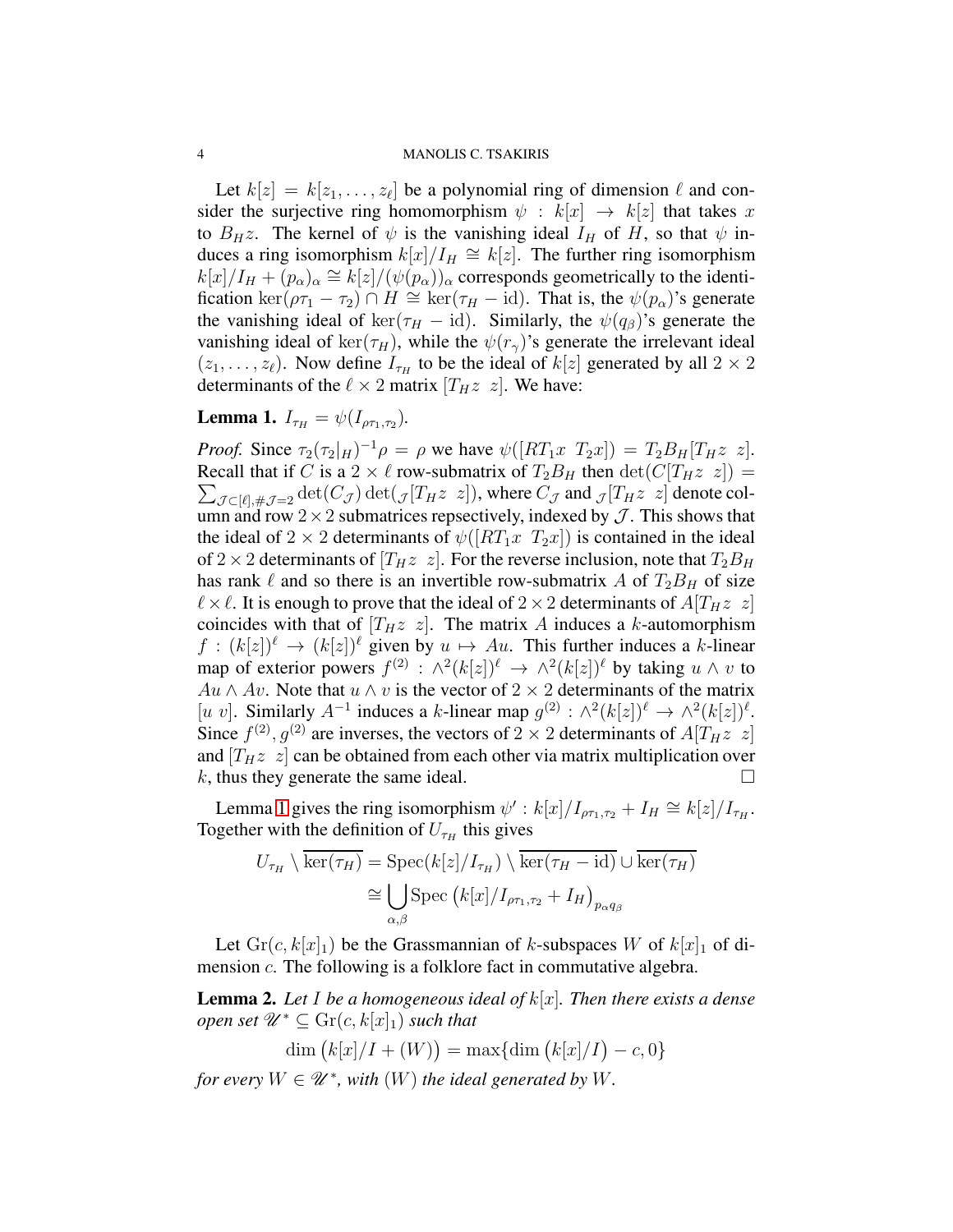Let $k[z] = k[z_1, \dots, z_\ell]$ be a polynomial ring of dimension $\ell$ and consider the surjective ring homomorphism $\psi : k[x] \to k[z]$ that takes $x$ to $B_H z$. The kernel of $\psi$ is the vanishing ideal $I_H$ of $H$, so that $\psi$ induces a ring isomorphism $k[x]/I_H \cong k[z]$. The further ring isomorphism $k[x]/I_H + (p_\alpha)_\alpha \cong k[z]/(\psi(p_\alpha))_\alpha$ corresponds geometrically to the identification $\ker(\rho\tau_1 - \tau_2) \cap H \cong \ker(\tau_H - \mathrm{id})$. That is, the $\psi(p_\alpha)$'s generate the vanishing ideal of $\ker(\tau_H - \mathrm{id})$. Similarly, the $\psi(q_\beta)$'s generate the vanishing ideal of $\ker(\tau_H)$, while the $\psi(r_\gamma)$'s generate the irrelevant ideal $(z_1, \dots, z_\ell)$. Now define $I_{\tau_H}$ to be the ideal of $k[z]$ generated by all $2 \times 2$ determinants of the $\ell \times 2$ matrix $[T_H z \;\; z]$. We have:

**Lemma 1.** $I_{\tau_H} = \psi(I_{\rho\tau_1,\tau_2})$.

*Proof.* Since $\tau_2(\tau_2|_H)^{-1}\rho = \rho$ we have $\psi([RT_1 x \;\; T_2 x]) = T_2 B_H [T_H z \;\; z]$. Recall that if $C$ is a $2 \times \ell$ row-submatrix of $T_2 B_H$ then $\det(C[T_H z \;\; z]) = \sum_{\mathcal{J} \subset [\ell], \# \mathcal{J} = 2} \det(C_{\mathcal{J}}) \det({}_{\mathcal{J}}[T_H z \;\; z])$, where $C_{\mathcal{J}}$ and ${}_{\mathcal{J}}[T_H z \;\; z]$ denote column and row $2 \times 2$ submatrices repsectively, indexed by $\mathcal{J}$. This shows that the ideal of $2 \times 2$ determinants of $\psi([RT_1 x \;\; T_2 x])$ is contained in the ideal of $2 \times 2$ determinants of $[T_H z \;\; z]$. For the reverse inclusion, note that $T_2 B_H$ has rank $\ell$ and so there is an invertible row-submatrix $A$ of $T_2 B_H$ of size $\ell \times \ell$. It is enough to prove that the ideal of $2 \times 2$ determinants of $A[T_H z \;\; z]$ coincides with that of $[T_H z \;\; z]$. The matrix $A$ induces a $k$-automorphism $f : (k[z])^\ell \to (k[z])^\ell$ given by $u \mapsto Au$. This further induces a $k$-linear map of exterior powers $f^{(2)} : \wedge^2 (k[z])^\ell \to \wedge^2 (k[z])^\ell$ by taking $u \wedge v$ to $Au \wedge Av$. Note that $u \wedge v$ is the vector of $2 \times 2$ determinants of the matrix $[u \;\; v]$. Similarly $A^{-1}$ induces a $k$-linear map $g^{(2)} : \wedge^2 (k[z])^\ell \to \wedge^2 (k[z])^\ell$. Since $f^{(2)}, g^{(2)}$ are inverses, the vectors of $2 \times 2$ determinants of $A[T_H z \;\; z]$ and $[T_H z \;\; z]$ can be obtained from each other via matrix multiplication over $k$, thus they generate the same ideal. $\square$

Lemma 1 gives the ring isomorphism $\psi' : k[x]/I_{\rho\tau_1,\tau_2} + I_H \cong k[z]/I_{\tau_H}$. Together with the definition of $U_{\tau_H}$ this gives

$$
\begin{aligned}
U_{\tau_H} \setminus \overline{\ker(\tau_H)} &= \mathrm{Spec}(k[z]/I_{\tau_H}) \setminus \overline{\ker(\tau_H - \mathrm{id})} \cup \overline{\ker(\tau_H)} \\
&\cong \bigcup_{\alpha,\beta} \mathrm{Spec}\left(k[x]/I_{\rho\tau_1,\tau_2} + I_H\right)_{p_\alpha q_\beta}
\end{aligned}
$$

Let $\mathrm{Gr}(c, k[x]_1)$ be the Grassmannian of $k$-subspaces $W$ of $k[x]_1$ of dimension $c$. The following is a folklore fact in commutative algebra.

**Lemma 2.** *Let $I$ be a homogeneous ideal of $k[x]$. Then there exists a dense open set $\mathscr{U}^* \subseteq \mathrm{Gr}(c, k[x]_1)$ such that*

$$
\dim\left(k[x]/I + (W)\right) = \max\{\dim\left(k[x]/I\right) - c, 0\}
$$

*for every $W \in \mathscr{U}^*$, with $(W)$ the ideal generated by $W$.*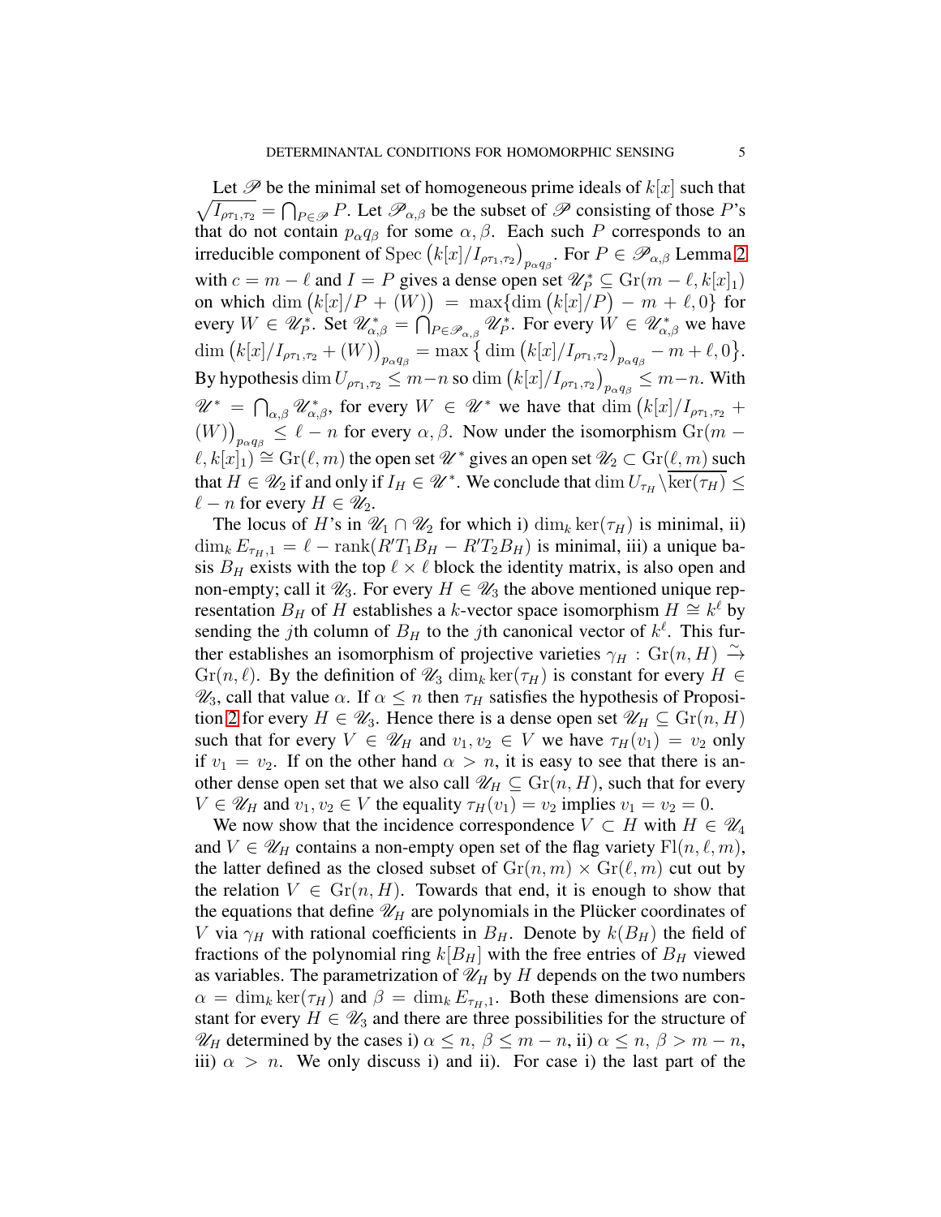Let $\mathscr{P}$ be the minimal set of homogeneous prime ideals of $k[x]$ such that $\sqrt{I_{\rho\tau_1,\tau_2}} = \bigcap_{P\in\mathscr{P}} P$. Let $\mathscr{P}_{\alpha,\beta}$ be the subset of $\mathscr{P}$ consisting of those $P$'s that do not contain $p_\alpha q_\beta$ for some $\alpha, \beta$. Each such $P$ corresponds to an irreducible component of $\operatorname{Spec}\left(k[x]/I_{\rho\tau_1,\tau_2}\right)_{p_\alpha q_\beta}$. For $P \in \mathscr{P}_{\alpha,\beta}$ Lemma 2 with $c = m-\ell$ and $I = P$ gives a dense open set $\mathscr{U}_P^* \subseteq \operatorname{Gr}(m-\ell, k[x]_1)$ on which $\dim\left(k[x]/P + (W)\right) = \max\{\dim\left(k[x]/P\right) - m + \ell, 0\}$ for every $W \in \mathscr{U}_P^*$. Set $\mathscr{U}_{\alpha,\beta}^* = \bigcap_{P\in\mathscr{P}_{\alpha,\beta}} \mathscr{U}_P^*$. For every $W \in \mathscr{U}_{\alpha,\beta}^*$ we have $\dim\left(k[x]/I_{\rho\tau_1,\tau_2} + (W)\right)_{p_\alpha q_\beta} = \max\left\{\dim\left(k[x]/I_{\rho\tau_1,\tau_2}\right)_{p_\alpha q_\beta} - m + \ell, 0\right\}$. By hypothesis $\dim U_{\rho\tau_1,\tau_2} \leq m-n$ so $\dim\left(k[x]/I_{\rho\tau_1,\tau_2}\right)_{p_\alpha q_\beta} \leq m-n$. With $\mathscr{U}^* = \bigcap_{\alpha,\beta} \mathscr{U}_{\alpha,\beta}^*$, for every $W \in \mathscr{U}^*$ we have that $\dim\left(k[x]/I_{\rho\tau_1,\tau_2} + (W)\right)_{p_\alpha q_\beta} \leq \ell - n$ for every $\alpha, \beta$. Now under the isomorphism $\operatorname{Gr}(m-\ell, k[x]_1) \cong \operatorname{Gr}(\ell, m)$ the open set $\mathscr{U}^*$ gives an open set $\mathscr{U}_2 \subset \operatorname{Gr}(\ell, m)$ such that $H \in \mathscr{U}_2$ if and only if $I_H \in \mathscr{U}^*$. We conclude that $\dim U_{\tau_H} \backslash \overline{\ker(\tau_H)} \leq \ell - n$ for every $H \in \mathscr{U}_2$.

The locus of $H$'s in $\mathscr{U}_1 \cap \mathscr{U}_2$ for which i) $\dim_k \ker(\tau_H)$ is minimal, ii) $\dim_k E_{\tau_H,1} = \ell - \operatorname{rank}(R'T_1B_H - R'T_2B_H)$ is minimal, iii) a unique basis $B_H$ exists with the top $\ell \times \ell$ block the identity matrix, is also open and non-empty; call it $\mathscr{U}_3$. For every $H \in \mathscr{U}_3$ the above mentioned unique representation $B_H$ of $H$ establishes a $k$-vector space isomorphism $H \cong k^\ell$ by sending the $j$th column of $B_H$ to the $j$th canonical vector of $k^\ell$. This further establishes an isomorphism of projective varieties $\gamma_H : \operatorname{Gr}(n, H) \xrightarrow{\sim} \operatorname{Gr}(n, \ell)$. By the definition of $\mathscr{U}_3$ $\dim_k \ker(\tau_H)$ is constant for every $H \in \mathscr{U}_3$, call that value $\alpha$. If $\alpha \leq n$ then $\tau_H$ satisfies the hypothesis of Proposition 2 for every $H \in \mathscr{U}_3$. Hence there is a dense open set $\mathscr{U}_H \subseteq \operatorname{Gr}(n, H)$ such that for every $V \in \mathscr{U}_H$ and $v_1, v_2 \in V$ we have $\tau_H(v_1) = v_2$ only if $v_1 = v_2$. If on the other hand $\alpha > n$, it is easy to see that there is another dense open set that we also call $\mathscr{U}_H \subseteq \operatorname{Gr}(n, H)$, such that for every $V \in \mathscr{U}_H$ and $v_1, v_2 \in V$ the equality $\tau_H(v_1) = v_2$ implies $v_1 = v_2 = 0$.

We now show that the incidence correspondence $V \subset H$ with $H \in \mathscr{U}_4$ and $V \in \mathscr{U}_H$ contains a non-empty open set of the flag variety $\operatorname{Fl}(n, \ell, m)$, the latter defined as the closed subset of $\operatorname{Gr}(n, m) \times \operatorname{Gr}(\ell, m)$ cut out by the relation $V \in \operatorname{Gr}(n, H)$. Towards that end, it is enough to show that the equations that define $\mathscr{U}_H$ are polynomials in the Plücker coordinates of $V$ via $\gamma_H$ with rational coefficients in $B_H$. Denote by $k(B_H)$ the field of fractions of the polynomial ring $k[B_H]$ with the free entries of $B_H$ viewed as variables. The parametrization of $\mathscr{U}_H$ by $H$ depends on the two numbers $\alpha = \dim_k \ker(\tau_H)$ and $\beta = \dim_k E_{\tau_H,1}$. Both these dimensions are constant for every $H \in \mathscr{U}_3$ and there are three possibilities for the structure of $\mathscr{U}_H$ determined by the cases i) $\alpha \leq n$, $\beta \leq m-n$, ii) $\alpha \leq n$, $\beta > m-n$, iii) $\alpha > n$. We only discuss i) and ii). For case i) the last part of the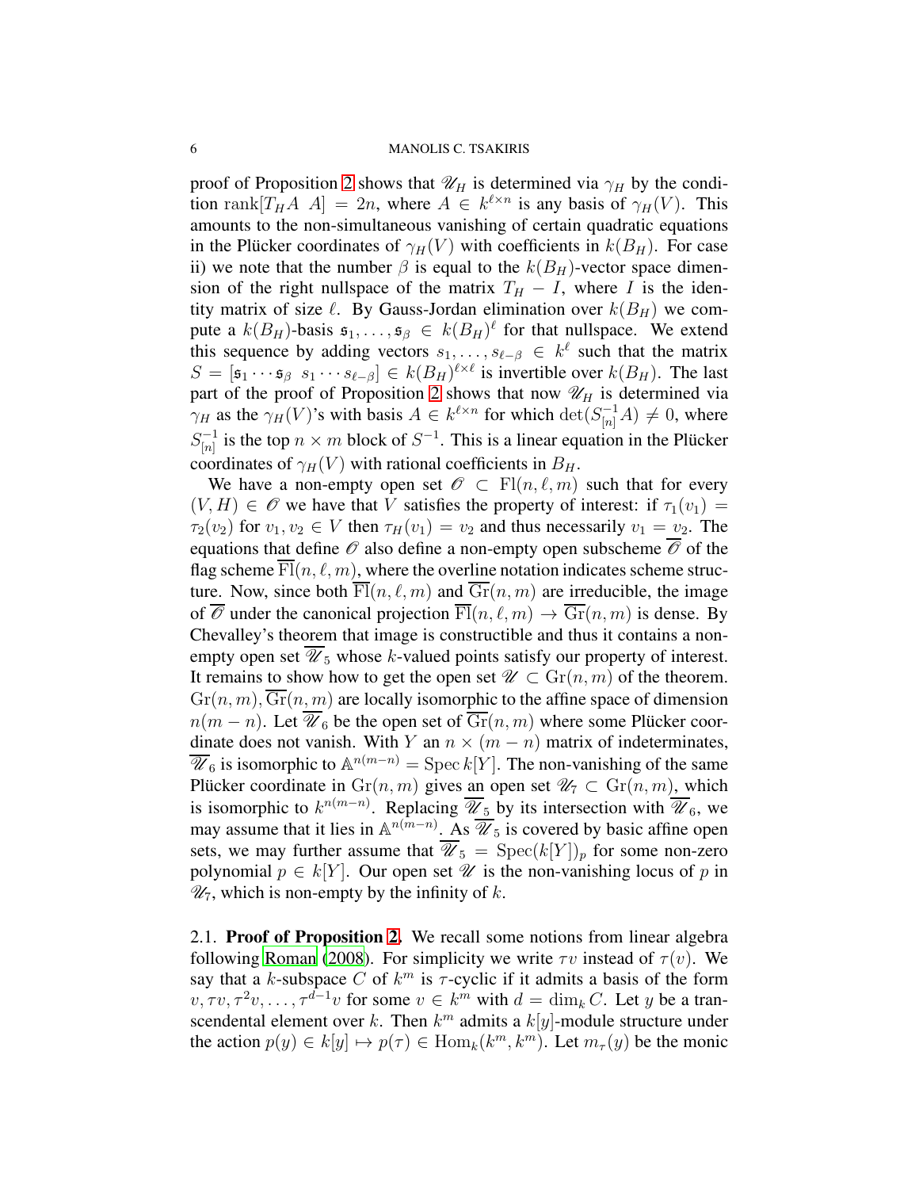proof of Proposition 2 shows that $\mathscr{U}_H$ is determined via $\gamma_H$ by the condition $\operatorname{rank}[T_H A \ \ A] = 2n$, where $A \in k^{\ell \times n}$ is any basis of $\gamma_H(V)$. This amounts to the non-simultaneous vanishing of certain quadratic equations in the Plücker coordinates of $\gamma_H(V)$ with coefficients in $k(B_H)$. For case ii) we note that the number $\beta$ is equal to the $k(B_H)$-vector space dimension of the right nullspace of the matrix $T_H - I$, where $I$ is the identity matrix of size $\ell$. By Gauss-Jordan elimination over $k(B_H)$ we compute a $k(B_H)$-basis $\mathfrak{s}_1, \ldots, \mathfrak{s}_\beta \in k(B_H)^\ell$ for that nullspace. We extend this sequence by adding vectors $s_1, \ldots, s_{\ell-\beta} \in k^\ell$ such that the matrix $S = [\mathfrak{s}_1 \cdots \mathfrak{s}_\beta \ \ s_1 \cdots s_{\ell-\beta}] \in k(B_H)^{\ell \times \ell}$ is invertible over $k(B_H)$. The last part of the proof of Proposition 2 shows that now $\mathscr{U}_H$ is determined via $\gamma_H$ as the $\gamma_H(V)$'s with basis $A \in k^{\ell \times n}$ for which $\det(S_{[n]}^{-1} A) \neq 0$, where $S_{[n]}^{-1}$ is the top $n \times m$ block of $S^{-1}$. This is a linear equation in the Plücker coordinates of $\gamma_H(V)$ with rational coefficients in $B_H$.

We have a non-empty open set $\mathscr{O} \subset \operatorname{Fl}(n, \ell, m)$ such that for every $(V, H) \in \mathscr{O}$ we have that $V$ satisfies the property of interest: if $\tau_1(v_1) = \tau_2(v_2)$ for $v_1, v_2 \in V$ then $\tau_H(v_1) = v_2$ and thus necessarily $v_1 = v_2$. The equations that define $\mathscr{O}$ also define a non-empty open subscheme $\overline{\mathscr{O}}$ of the flag scheme $\overline{\operatorname{Fl}}(n, \ell, m)$, where the overline notation indicates scheme structure. Now, since both $\overline{\operatorname{Fl}}(n, \ell, m)$ and $\overline{\operatorname{Gr}}(n, m)$ are irreducible, the image of $\overline{\mathscr{O}}$ under the canonical projection $\overline{\operatorname{Fl}}(n, \ell, m) \to \overline{\operatorname{Gr}}(n, m)$ is dense. By Chevalley's theorem that image is constructible and thus it contains a non-empty open set $\overline{\mathscr{U}}_5$ whose $k$-valued points satisfy our property of interest. It remains to show how to get the open set $\mathscr{U} \subset \operatorname{Gr}(n, m)$ of the theorem. $\operatorname{Gr}(n, m), \overline{\operatorname{Gr}}(n, m)$ are locally isomorphic to the affine space of dimension $n(m-n)$. Let $\overline{\mathscr{U}}_6$ be the open set of $\overline{\operatorname{Gr}}(n, m)$ where some Plücker coordinate does not vanish. With $Y$ an $n \times (m-n)$ matrix of indeterminates, $\overline{\mathscr{U}}_6$ is isomorphic to $\mathbb{A}^{n(m-n)} = \operatorname{Spec} k[Y]$. The non-vanishing of the same Plücker coordinate in $\operatorname{Gr}(n, m)$ gives an open set $\mathscr{U}_7 \subset \operatorname{Gr}(n, m)$, which is isomorphic to $k^{n(m-n)}$. Replacing $\overline{\mathscr{U}}_5$ by its intersection with $\overline{\mathscr{U}}_6$, we may assume that it lies in $\mathbb{A}^{n(m-n)}$. As $\overline{\mathscr{U}}_5$ is covered by basic affine open sets, we may further assume that $\overline{\mathscr{U}}_5 = \operatorname{Spec}(k[Y])_p$ for some non-zero polynomial $p \in k[Y]$. Our open set $\mathscr{U}$ is the non-vanishing locus of $p$ in $\mathscr{U}_7$, which is non-empty by the infinity of $k$.

### 2.1. Proof of Proposition 2.

We recall some notions from linear algebra following Roman (2008). For simplicity we write $\tau v$ instead of $\tau(v)$. We say that a $k$-subspace $C$ of $k^m$ is $\tau$-cyclic if it admits a basis of the form $v, \tau v, \tau^2 v, \ldots, \tau^{d-1} v$ for some $v \in k^m$ with $d = \dim_k C$. Let $y$ be a transcendental element over $k$. Then $k^m$ admits a $k[y]$-module structure under the action $p(y) \in k[y] \mapsto p(\tau) \in \operatorname{Hom}_k(k^m, k^m)$. Let $m_\tau(y)$ be the monic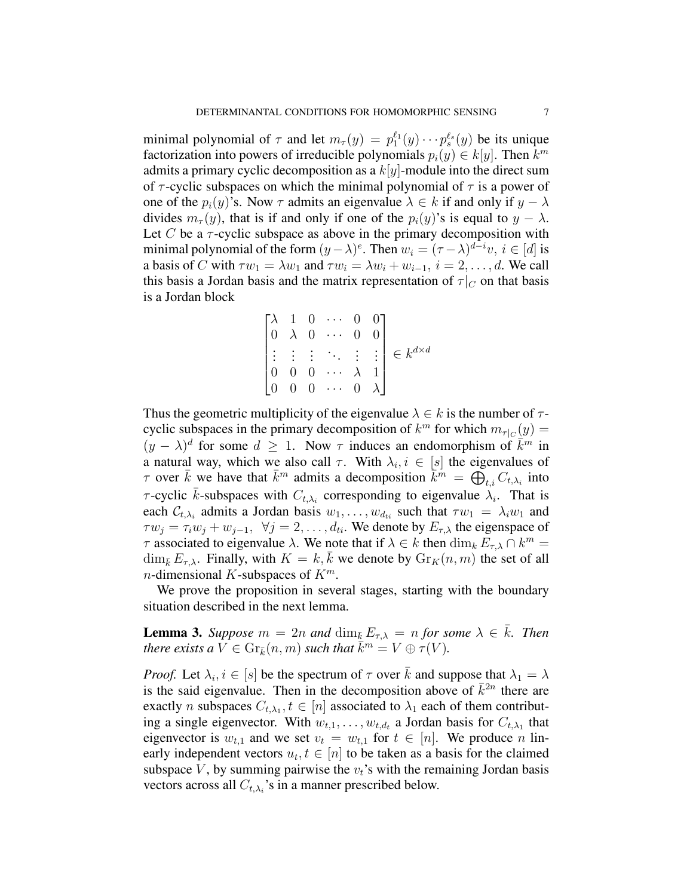minimal polynomial of $\tau$ and let $m_\tau(y) = p_1^{\ell_1}(y) \cdots p_s^{\ell_s}(y)$ be its unique factorization into powers of irreducible polynomials $p_i(y) \in k[y]$. Then $k^m$ admits a primary cyclic decomposition as a $k[y]$-module into the direct sum of $\tau$-cyclic subspaces on which the minimal polynomial of $\tau$ is a power of one of the $p_i(y)$'s. Now $\tau$ admits an eigenvalue $\lambda \in k$ if and only if $y - \lambda$ divides $m_\tau(y)$, that is if and only if one of the $p_i(y)$'s is equal to $y - \lambda$. Let $C$ be a $\tau$-cyclic subspace as above in the primary decomposition with minimal polynomial of the form $(y-\lambda)^e$. Then $w_i = (\tau - \lambda)^{d-i} v$, $i \in [d]$ is a basis of $C$ with $\tau w_1 = \lambda w_1$ and $\tau w_i = \lambda w_i + w_{i-1}$, $i = 2, \ldots, d$. We call this basis a Jordan basis and the matrix representation of $\tau|_C$ on that basis is a Jordan block

$$\begin{bmatrix} \lambda & 1 & 0 & \cdots & 0 & 0 \\ 0 & \lambda & 0 & \cdots & 0 & 0 \\ \vdots & \vdots & \vdots & \ddots & \vdots & \vdots \\ 0 & 0 & 0 & \cdots & \lambda & 1 \\ 0 & 0 & 0 & \cdots & 0 & \lambda \end{bmatrix} \in k^{d \times d}$$

Thus the geometric multiplicity of the eigenvalue $\lambda \in k$ is the number of $\tau$-cyclic subspaces in the primary decomposition of $k^m$ for which $m_{\tau|_C}(y) = (y - \lambda)^d$ for some $d \geq 1$. Now $\tau$ induces an endomorphism of $\bar{k}^m$ in a natural way, which we also call $\tau$. With $\lambda_i, i \in [s]$ the eigenvalues of $\tau$ over $\bar{k}$ we have that $\bar{k}^m$ admits a decomposition $\bar{k}^m = \bigoplus_{t,i} C_{t,\lambda_i}$ into $\tau$-cyclic $\bar{k}$-subspaces with $C_{t,\lambda_i}$ corresponding to eigenvalue $\lambda_i$. That is each $\mathcal{C}_{t,\lambda_i}$ admits a Jordan basis $w_1, \ldots, w_{d_{ti}}$ such that $\tau w_1 = \lambda_i w_1$ and $\tau w_j = \tau_i w_j + w_{j-1}$, $\forall j = 2, \ldots, d_{ti}$. We denote by $E_{\tau,\lambda}$ the eigenspace of $\tau$ associated to eigenvalue $\lambda$. We note that if $\lambda \in k$ then $\dim_k E_{\tau,\lambda} \cap k^m = \dim_{\bar{k}} E_{\tau,\lambda}$. Finally, with $K = k, \bar{k}$ we denote by $\operatorname{Gr}_K(n,m)$ the set of all $n$-dimensional $K$-subspaces of $K^m$.

We prove the proposition in several stages, starting with the boundary situation described in the next lemma.

**Lemma 3.** *Suppose $m = 2n$ and $\dim_{\bar{k}} E_{\tau,\lambda} = n$ for some $\lambda \in \bar{k}$. Then there exists a $V \in \operatorname{Gr}_{\bar{k}}(n,m)$ such that $\bar{k}^m = V \oplus \tau(V)$.*

*Proof.* Let $\lambda_i, i \in [s]$ be the spectrum of $\tau$ over $\bar{k}$ and suppose that $\lambda_1 = \lambda$ is the said eigenvalue. Then in the decomposition above of $\bar{k}^{2n}$ there are exactly $n$ subspaces $C_{t,\lambda_1}, t \in [n]$ associated to $\lambda_1$ each of them contributing a single eigenvector. With $w_{t,1}, \ldots, w_{t,d_t}$ a Jordan basis for $C_{t,\lambda_1}$ that eigenvector is $w_{t,1}$ and we set $v_t = w_{t,1}$ for $t \in [n]$. We produce $n$ linearly independent vectors $u_t, t \in [n]$ to be taken as a basis for the claimed subspace $V$, by summing pairwise the $v_t$'s with the remaining Jordan basis vectors across all $C_{t,\lambda_i}$'s in a manner prescribed below.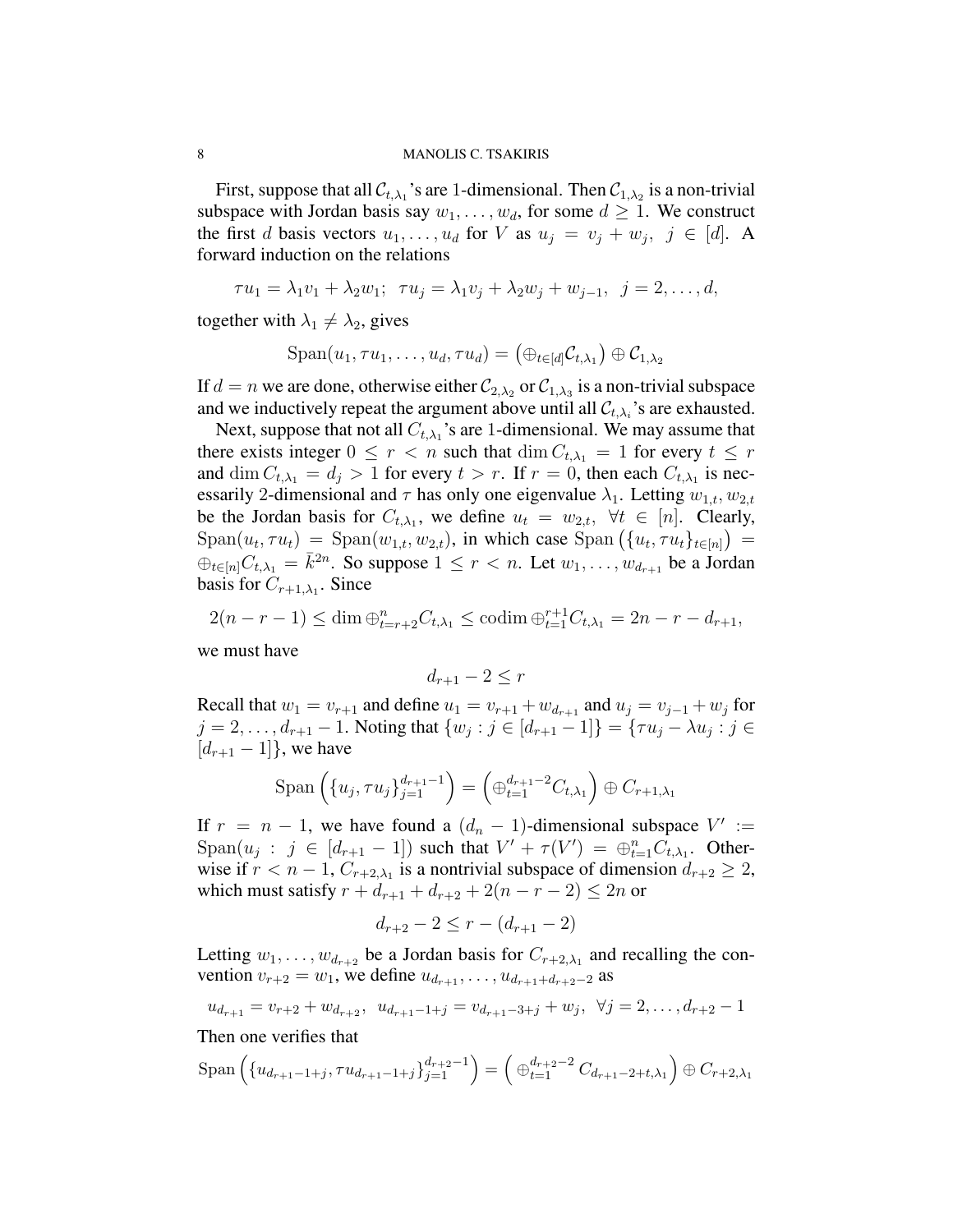First, suppose that all $\mathcal{C}_{t,\lambda_1}$'s are 1-dimensional. Then $\mathcal{C}_{1,\lambda_2}$ is a non-trivial subspace with Jordan basis say $w_1, \dots, w_d$, for some $d \geq 1$. We construct the first $d$ basis vectors $u_1, \dots, u_d$ for $V$ as $u_j = v_j + w_j, \ j \in [d]$. A forward induction on the relations

$$\tau u_1 = \lambda_1 v_1 + \lambda_2 w_1; \ \ \tau u_j = \lambda_1 v_j + \lambda_2 w_j + w_{j-1}, \ \ j = 2, \dots, d,$$

together with $\lambda_1 \neq \lambda_2$, gives

$$\operatorname{Span}(u_1, \tau u_1, \dots, u_d, \tau u_d) = \left(\oplus_{t \in [d]} \mathcal{C}_{t,\lambda_1}\right) \oplus \mathcal{C}_{1,\lambda_2}$$

If $d = n$ we are done, otherwise either $\mathcal{C}_{2,\lambda_2}$ or $\mathcal{C}_{1,\lambda_3}$ is a non-trivial subspace and we inductively repeat the argument above until all $\mathcal{C}_{t,\lambda_i}$'s are exhausted.

Next, suppose that not all $C_{t,\lambda_1}$'s are 1-dimensional. We may assume that there exists integer $0 \leq r < n$ such that $\dim C_{t,\lambda_1} = 1$ for every $t \leq r$ and $\dim C_{t,\lambda_1} = d_j > 1$ for every $t > r$. If $r = 0$, then each $C_{t,\lambda_1}$ is necessarily 2-dimensional and $\tau$ has only one eigenvalue $\lambda_1$. Letting $w_{1,t}, w_{2,t}$ be the Jordan basis for $C_{t,\lambda_1}$, we define $u_t = w_{2,t}, \ \forall t \in [n]$. Clearly, $\operatorname{Span}(u_t, \tau u_t) = \operatorname{Span}(w_{1,t}, w_{2,t})$, in which case $\operatorname{Span}\left(\{u_t, \tau u_t\}_{t \in [n]}\right) = \oplus_{t \in [n]} C_{t,\lambda_1} = \bar{k}^{2n}$. So suppose $1 \leq r < n$. Let $w_1, \dots, w_{d_{r+1}}$ be a Jordan basis for $C_{r+1,\lambda_1}$. Since

$$2(n-r-1) \leq \dim \oplus_{t=r+2}^{n} C_{t,\lambda_1} \leq \operatorname{codim} \oplus_{t=1}^{r+1} C_{t,\lambda_1} = 2n - r - d_{r+1},$$

we must have

$$d_{r+1} - 2 \leq r$$

Recall that $w_1 = v_{r+1}$ and define $u_1 = v_{r+1} + w_{d_{r+1}}$ and $u_j = v_{j-1} + w_j$ for $j = 2, \dots, d_{r+1} - 1$. Noting that $\{w_j : j \in [d_{r+1} - 1]\} = \{\tau u_j - \lambda u_j : j \in [d_{r+1} - 1]\}$, we have

$$\operatorname{Span}\left(\{u_j, \tau u_j\}_{j=1}^{d_{r+1}-1}\right) = \left(\oplus_{t=1}^{d_{r+1}-2} C_{t,\lambda_1}\right) \oplus C_{r+1,\lambda_1}$$

If $r = n - 1$, we have found a $(d_n - 1)$-dimensional subspace $V' := \operatorname{Span}(u_j : j \in [d_{r+1} - 1])$ such that $V' + \tau(V') = \oplus_{t=1}^{n} C_{t,\lambda_1}$. Otherwise if $r < n - 1$, $C_{r+2,\lambda_1}$ is a nontrivial subspace of dimension $d_{r+2} \geq 2$, which must satisfy $r + d_{r+1} + d_{r+2} + 2(n - r - 2) \leq 2n$ or

$$d_{r+2} - 2 \leq r - (d_{r+1} - 2)$$

Letting $w_1, \dots, w_{d_{r+2}}$ be a Jordan basis for $C_{r+2,\lambda_1}$ and recalling the convention $v_{r+2} = w_1$, we define $u_{d_{r+1}}, \dots, u_{d_{r+1}+d_{r+2}-2}$ as

$$u_{d_{r+1}} = v_{r+2} + w_{d_{r+2}}, \ \ u_{d_{r+1}-1+j} = v_{d_{r+1}-3+j} + w_j, \ \ \forall j = 2, \dots, d_{r+2} - 1$$

Then one verifies that

$$\operatorname{Span}\left(\{u_{d_{r+1}-1+j}, \tau u_{d_{r+1}-1+j}\}_{j=1}^{d_{r+2}-1}\right) = \left(\oplus_{t=1}^{d_{r+2}-2} C_{d_{r+1}-2+t,\lambda_1}\right) \oplus C_{r+2,\lambda_1}$$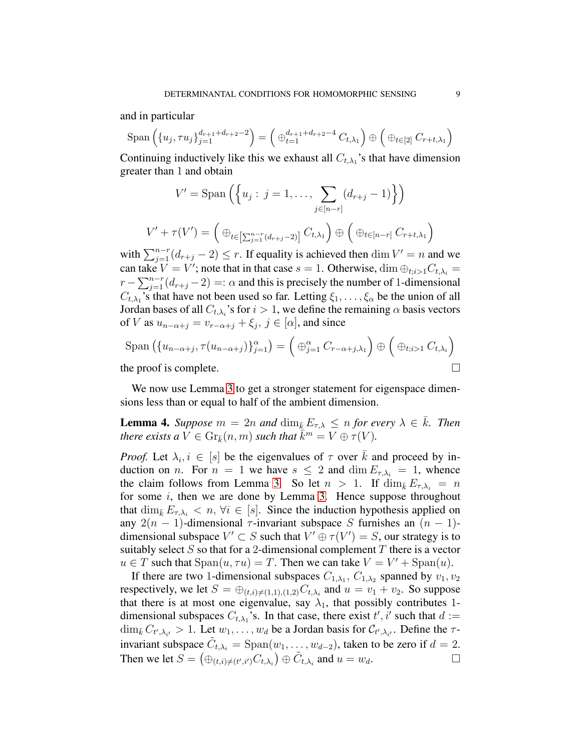and in particular

$$\operatorname{Span}\left(\{u_j, \tau u_j\}_{j=1}^{d_{r+1}+d_{r+2}-2}\right) = \left(\oplus_{t=1}^{d_{r+1}+d_{r+2}-4} C_{t,\lambda_1}\right) \oplus \left(\oplus_{t\in[2]} C_{r+t,\lambda_1}\right)$$

Continuing inductively like this we exhaust all $C_{t,\lambda_1}$'s that have dimension greater than 1 and obtain

$$V' = \operatorname{Span}\left(\left\{u_j : j = 1, \ldots, \sum_{j\in[n-r]} (d_{r+j}-1)\right\}\right)$$

$$V' + \tau(V') = \left(\oplus_{t\in\left[\sum_{j=1}^{n-r}(d_{r+j}-2)\right]} C_{t,\lambda_1}\right) \oplus \left(\oplus_{t\in[n-r]} C_{r+t,\lambda_1}\right)$$

with $\sum_{j=1}^{n-r}(d_{r+j}-2) \leq r$. If equality is achieved then $\dim V' = n$ and we can take $V = V'$; note that in that case $s = 1$. Otherwise, $\dim \oplus_{t;i>1} C_{t,\lambda_i} = r - \sum_{j=1}^{n-r}(d_{r+j}-2) =: \alpha$ and this is precisely the number of 1-dimensional $C_{t,\lambda_1}$'s that have not been used so far. Letting $\xi_1, \ldots, \xi_\alpha$ be the union of all Jordan bases of all $C_{t,\lambda_i}$'s for $i > 1$, we define the remaining $\alpha$ basis vectors of $V$ as $u_{n-\alpha+j} = v_{r-\alpha+j} + \xi_j$, $j \in [\alpha]$, and since

$$\operatorname{Span}\left(\{u_{n-\alpha+j}, \tau(u_{n-\alpha+j})\}_{j=1}^{\alpha}\right) = \left(\oplus_{j=1}^{\alpha} C_{r-\alpha+j,\lambda_1}\right) \oplus \left(\oplus_{t;i>1} C_{t,\lambda_i}\right)$$

the proof is complete. □

We now use Lemma 3 to get a stronger statement for eigenspace dimensions less than or equal to half of the ambient dimension.

**Lemma 4.** *Suppose $m = 2n$ and $\dim_{\bar{k}} E_{\tau,\lambda} \leq n$ for every $\lambda \in \bar{k}$. Then there exists a $V \in \operatorname{Gr}_{\bar{k}}(n, m)$ such that $\bar{k}^m = V \oplus \tau(V)$.*

*Proof.* Let $\lambda_i, i \in [s]$ be the eigenvalues of $\tau$ over $\bar{k}$ and proceed by induction on $n$. For $n = 1$ we have $s \leq 2$ and $\dim E_{\tau,\lambda_i} = 1$, whence the claim follows from Lemma 3. So let $n > 1$. If $\dim_{\bar{k}} E_{\tau,\lambda_i} = n$ for some $i$, then we are done by Lemma 3. Hence suppose throughout that $\dim_{\bar{k}} E_{\tau,\lambda_i} < n$, $\forall i \in [s]$. Since the induction hypothesis applied on any $2(n-1)$-dimensional $\tau$-invariant subspace $S$ furnishes an $(n-1)$-dimensional subspace $V' \subset S$ such that $V' \oplus \tau(V') = S$, our strategy is to suitably select $S$ so that for a 2-dimensional complement $T$ there is a vector $u \in T$ such that $\operatorname{Span}(u, \tau u) = T$. Then we can take $V = V' + \operatorname{Span}(u)$.

If there are two 1-dimensional subspaces $C_{1,\lambda_1}$, $C_{1,\lambda_2}$ spanned by $v_1, v_2$ respectively, we let $S = \oplus_{(t,i)\neq(1,1),(1,2)} C_{t,\lambda_i}$ and $u = v_1 + v_2$. So suppose that there is at most one eigenvalue, say $\lambda_1$, that possibly contributes 1-dimensional subspaces $C_{t,\lambda_1}$'s. In that case, there exist $t', i'$ such that $d := \dim_{\bar{k}} C_{t',\lambda_{i'}} > 1$. Let $w_1, \ldots, w_d$ be a Jordan basis for $\mathcal{C}_{t',\lambda_{i'}}$. Define the $\tau$-invariant subspace $\tilde{C}_{t,\lambda_i} = \operatorname{Span}(w_1, \ldots, w_{d-2})$, taken to be zero if $d = 2$. Then we let $S = \left(\oplus_{(t,i)\neq(t',i')} C_{t,\lambda_i}\right) \oplus \tilde{C}_{t,\lambda_i}$ and $u = w_d$. □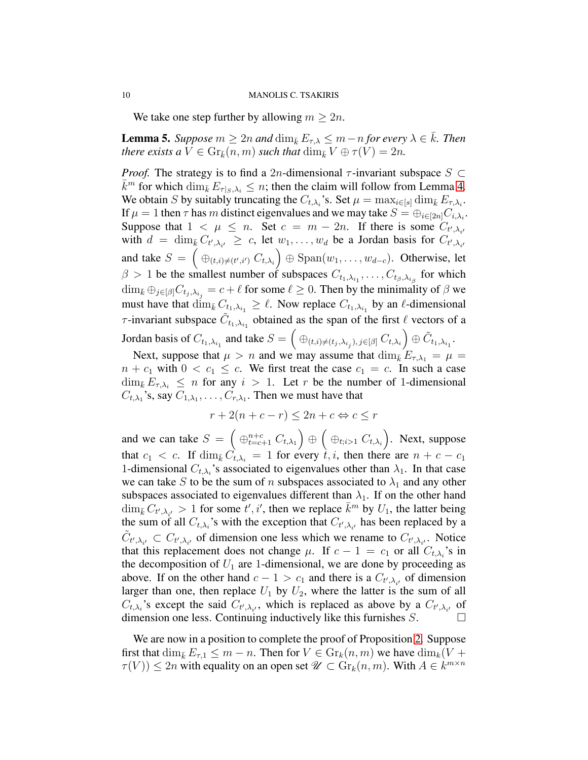We take one step further by allowing $m \geq 2n$.

**Lemma 5.** *Suppose $m \geq 2n$ and $\dim_{\bar{k}} E_{\tau,\lambda} \leq m-n$ for every $\lambda \in \bar{k}$. Then there exists a $V \in \mathrm{Gr}_{\bar{k}}(n,m)$ such that $\dim_{\bar{k}} V \oplus \tau(V) = 2n$.*

*Proof.* The strategy is to find a $2n$-dimensional $\tau$-invariant subspace $S \subset \bar{k}^m$ for which $\dim_{\bar{k}} E_{\tau|_S,\lambda_i} \leq n$; then the claim will follow from Lemma 4. We obtain $S$ by suitably truncating the $C_{t,\lambda_i}$'s. Set $\mu = \max_{i\in[s]} \dim_{\bar{k}} E_{\tau,\lambda_i}$. If $\mu = 1$ then $\tau$ has $m$ distinct eigenvalues and we may take $S = \oplus_{i\in[2n]} C_{i,\lambda_i}$. Suppose that $1 < \mu \leq n$. Set $c = m - 2n$. If there is some $C_{t',\lambda_{i'}}$ with $d = \dim_{\bar{k}} C_{t',\lambda_{i'}} \geq c$, let $w_1,\dots,w_d$ be a Jordan basis for $C_{t',\lambda_{i'}}$ and take $S = \Big( \oplus_{(t,i)\neq(t',i')} C_{t,\lambda_i}\Big) \oplus \mathrm{Span}(w_1,\dots,w_{d-c})$. Otherwise, let $\beta > 1$ be the smallest number of subspaces $C_{t_1,\lambda_{i_1}},\dots,C_{t_\beta,\lambda_{i_\beta}}$ for which $\dim_{\bar{k}} \oplus_{j\in[\beta]} C_{t_j,\lambda_{i_j}} = c+\ell$ for some $\ell \geq 0$. Then by the minimality of $\beta$ we must have that $\dim_{\bar{k}} C_{t_1,\lambda_{i_1}} \geq \ell$. Now replace $C_{t_1,\lambda_{i_1}}$ by an $\ell$-dimensional $\tau$-invariant subspace $\tilde{C}_{t_1,\lambda_{i_1}}$ obtained as the span of the first $\ell$ vectors of a Jordan basis of $C_{t_1,\lambda_{i_1}}$ and take $S = \Big( \oplus_{(t,i)\neq(t_j,\lambda_{i_j}),\, j\in[\beta]} C_{t,\lambda_i}\Big) \oplus \tilde{C}_{t_1,\lambda_{i_1}}$.

Next, suppose that $\mu > n$ and we may assume that $\dim_{\bar{k}} E_{\tau,\lambda_1} = \mu = n + c_1$ with $0 < c_1 \leq c$. We first treat the case $c_1 = c$. In such a case $\dim_{\bar{k}} E_{\tau,\lambda_i} \leq n$ for any $i > 1$. Let $r$ be the number of $1$-dimensional $C_{t,\lambda_1}$'s, say $C_{1,\lambda_1},\dots,C_{r,\lambda_1}$. Then we must have that

$$r + 2(n+c-r) \leq 2n + c \Leftrightarrow c \leq r$$

and we can take $S = \Big( \oplus_{t=c+1}^{n+c} C_{t,\lambda_1}\Big) \oplus \Big( \oplus_{t;i>1} C_{t,\lambda_i}\Big)$. Next, suppose that $c_1 < c$. If $\dim_{\bar{k}} C_{t,\lambda_i} = 1$ for every $t,i$, then there are $n + c - c_1$ $1$-dimensional $C_{t,\lambda_i}$'s associated to eigenvalues other than $\lambda_1$. In that case we can take $S$ to be the sum of $n$ subspaces associated to $\lambda_1$ and any other subspaces associated to eigenvalues different than $\lambda_1$. If on the other hand $\dim_{\bar{k}} C_{t',\lambda_{i'}} > 1$ for some $t',i'$, then we replace $\bar{k}^m$ by $U_1$, the latter being the sum of all $C_{t,\lambda_i}$'s with the exception that $C_{t',\lambda_{i'}}$ has been replaced by a $\tilde{C}_{t',\lambda_{i'}} \subset C_{t',\lambda_{i'}}$ of dimension one less which we rename to $C_{t',\lambda_{i'}}$. Notice that this replacement does not change $\mu$. If $c - 1 = c_1$ or all $C_{t,\lambda_i}$'s in the decomposition of $U_1$ are $1$-dimensional, we are done by proceeding as above. If on the other hand $c - 1 > c_1$ and there is a $C_{t',\lambda_{i'}}$ of dimension larger than one, then replace $U_1$ by $U_2$, where the latter is the sum of all $C_{t,\lambda_i}$'s except the said $C_{t',\lambda_{i'}}$, which is replaced as above by a $C_{t',\lambda_{i'}}$ of dimension one less. Continuing inductively like this furnishes $S$. $\square$

We are now in a position to complete the proof of Proposition 2. Suppose first that $\dim_{\bar{k}} E_{\tau,1} \leq m - n$. Then for $V \in \mathrm{Gr}_k(n,m)$ we have $\dim_k(V + \tau(V)) \leq 2n$ with equality on an open set $\mathscr{U} \subset \mathrm{Gr}_k(n,m)$. With $A \in k^{m\times n}$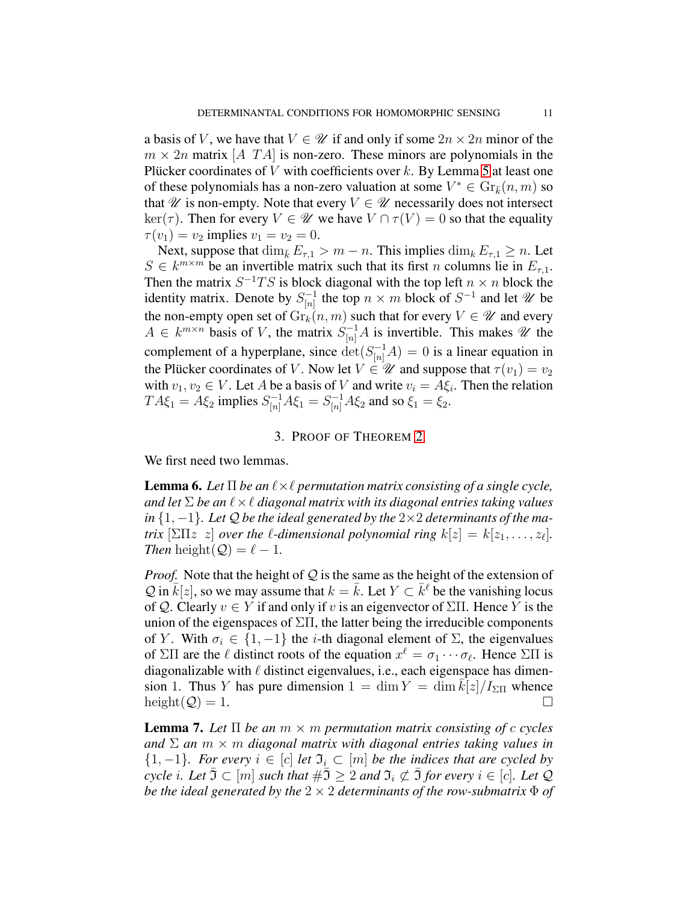a basis of $V$, we have that $V \in \mathscr{U}$ if and only if some $2n \times 2n$ minor of the $m \times 2n$ matrix $[A \ TA]$ is non-zero. These minors are polynomials in the Plücker coordinates of $V$ with coefficients over $k$. By Lemma 5 at least one of these polynomials has a non-zero valuation at some $V^* \in \mathrm{Gr}_{\bar{k}}(n, m)$ so that $\mathscr{U}$ is non-empty. Note that every $V \in \mathscr{U}$ necessarily does not intersect $\ker(\tau)$. Then for every $V \in \mathscr{U}$ we have $V \cap \tau(V) = 0$ so that the equality $\tau(v_1) = v_2$ implies $v_1 = v_2 = 0$.

Next, suppose that $\dim_{\bar{k}} E_{\tau,1} > m - n$. This implies $\dim_k E_{\tau,1} \geq n$. Let $S \in k^{m \times m}$ be an invertible matrix such that its first $n$ columns lie in $E_{\tau,1}$. Then the matrix $S^{-1}TS$ is block diagonal with the top left $n \times n$ block the identity matrix. Denote by $S^{-1}_{[n]}$ the top $n \times m$ block of $S^{-1}$ and let $\mathscr{U}$ be the non-empty open set of $\mathrm{Gr}_k(n, m)$ such that for every $V \in \mathscr{U}$ and every $A \in k^{m \times n}$ basis of $V$, the matrix $S^{-1}_{[n]}A$ is invertible. This makes $\mathscr{U}$ the complement of a hyperplane, since $\det(S^{-1}_{[n]}A) = 0$ is a linear equation in the Plücker coordinates of $V$. Now let $V \in \mathscr{U}$ and suppose that $\tau(v_1) = v_2$ with $v_1, v_2 \in V$. Let $A$ be a basis of $V$ and write $v_i = A\xi_i$. Then the relation $TA\xi_1 = A\xi_2$ implies $S^{-1}_{[n]}A\xi_1 = S^{-1}_{[n]}A\xi_2$ and so $\xi_1 = \xi_2$.

## 3. Proof of Theorem 2

We first need two lemmas.

**Lemma 6.** *Let $\Pi$ be an $\ell \times \ell$ permutation matrix consisting of a single cycle, and let $\Sigma$ be an $\ell \times \ell$ diagonal matrix with its diagonal entries taking values in $\{1, -1\}$. Let $\mathcal{Q}$ be the ideal generated by the $2 \times 2$ determinants of the matrix $[\Sigma\Pi z \ \ z]$ over the $\ell$-dimensional polynomial ring $k[z] = k[z_1, \dots, z_\ell]$. Then* $\mathrm{height}(\mathcal{Q}) = \ell - 1$.

*Proof.* Note that the height of $\mathcal{Q}$ is the same as the height of the extension of $\mathcal{Q}$ in $\bar{k}[z]$, so we may assume that $k = \bar{k}$. Let $Y \subset \bar{k}^\ell$ be the vanishing locus of $\mathcal{Q}$. Clearly $v \in Y$ if and only if $v$ is an eigenvector of $\Sigma\Pi$. Hence $Y$ is the union of the eigenspaces of $\Sigma\Pi$, the latter being the irreducible components of $Y$. With $\sigma_i \in \{1, -1\}$ the $i$-th diagonal element of $\Sigma$, the eigenvalues of $\Sigma\Pi$ are the $\ell$ distinct roots of the equation $x^\ell = \sigma_1 \cdots \sigma_\ell$. Hence $\Sigma\Pi$ is diagonalizable with $\ell$ distinct eigenvalues, i.e., each eigenspace has dimension 1. Thus $Y$ has pure dimension $1 = \dim Y = \dim \bar{k}[z]/I_{\Sigma\Pi}$ whence $\mathrm{height}(\mathcal{Q}) = 1$. $\square$

**Lemma 7.** *Let $\Pi$ be an $m \times m$ permutation matrix consisting of $c$ cycles and $\Sigma$ an $m \times m$ diagonal matrix with diagonal entries taking values in $\{1, -1\}$. For every $i \in [c]$ let $\mathfrak{I}_i \subset [m]$ be the indices that are cycled by cycle $i$. Let $\tilde{\mathfrak{I}} \subset [m]$ such that $\#\tilde{\mathfrak{I}} \geq 2$ and $\mathfrak{I}_i \not\subset \tilde{\mathfrak{I}}$ for every $i \in [c]$. Let $\mathcal{Q}$ be the ideal generated by the $2 \times 2$ determinants of the row-submatrix $\Phi$ of*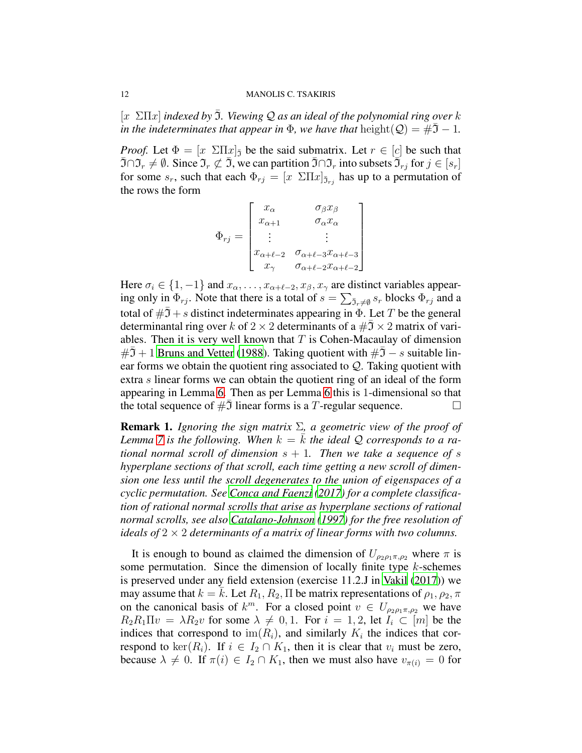$[x \ \ \Sigma\Pi x]$ *indexed by* $\bar{\mathfrak{I}}$. *Viewing* $\mathcal{Q}$ *as an ideal of the polynomial ring over* $k$ *in the indeterminates that appear in* $\Phi$*, we have that* $\operatorname{height}(\mathcal{Q}) = \#\bar{\mathfrak{I}} - 1$.

*Proof.* Let $\Phi = [x \ \ \Sigma\Pi x]_{\bar{\mathfrak{I}}}$ be the said submatrix. Let $r \in [c]$ be such that $\bar{\mathfrak{I}} \cap \mathfrak{I}_r \neq \emptyset$. Since $\mathfrak{I}_r \not\subset \bar{\mathfrak{I}}$, we can partition $\bar{\mathfrak{I}} \cap \mathfrak{I}_r$ into subsets $\bar{\mathfrak{I}}_{rj}$ for $j \in [s_r]$ for some $s_r$, such that each $\Phi_{rj} = [x \ \ \Sigma\Pi x]_{\bar{\mathfrak{I}}_{rj}}$ has up to a permutation of the rows the form

$$\Phi_{rj} = \begin{bmatrix} x_\alpha & \sigma_\beta x_\beta \\ x_{\alpha+1} & \sigma_\alpha x_\alpha \\ \vdots & \vdots \\ x_{\alpha+\ell-2} & \sigma_{\alpha+\ell-3} x_{\alpha+\ell-3} \\ x_\gamma & \sigma_{\alpha+\ell-2} x_{\alpha+\ell-2} \end{bmatrix}$$

Here $\sigma_i \in \{1, -1\}$ and $x_\alpha, \dots, x_{\alpha+\ell-2}, x_\beta, x_\gamma$ are distinct variables appearing only in $\Phi_{rj}$. Note that there is a total of $s = \sum_{\bar{\mathfrak{I}}_r \neq \emptyset} s_r$ blocks $\Phi_{rj}$ and a total of $\#\bar{\mathfrak{I}} + s$ distinct indeterminates appearing in $\Phi$. Let $T$ be the general determinantal ring over $k$ of $2 \times 2$ determinants of a $\#\bar{\mathfrak{I}} \times 2$ matrix of variables. Then it is very well known that $T$ is Cohen-Macaulay of dimension $\#\bar{\mathfrak{I}} + 1$ Bruns and Vetter (1988). Taking quotient with $\#\bar{\mathfrak{I}} - s$ suitable linear forms we obtain the quotient ring associated to $\mathcal{Q}$. Taking quotient with extra $s$ linear forms we can obtain the quotient ring of an ideal of the form appearing in Lemma 6. Then as per Lemma 6 this is 1-dimensional so that the total sequence of $\#\bar{\mathfrak{I}}$ linear forms is a $T$-regular sequence. $\square$

**Remark 1.** *Ignoring the sign matrix* $\Sigma$*, a geometric view of the proof of Lemma 7 is the following. When* $k = \bar{k}$ *the ideal* $\mathcal{Q}$ *corresponds to a rational normal scroll of dimension* $s + 1$*. Then we take a sequence of* $s$ *hyperplane sections of that scroll, each time getting a new scroll of dimension one less until the scroll degenerates to the union of eigenspaces of a cyclic permutation. See Conca and Faenzi (2017) for a complete classification of rational normal scrolls that arise as hyperplane sections of rational normal scrolls, see also Catalano-Johnson (1997) for the free resolution of ideals of* $2 \times 2$ *determinants of a matrix of linear forms with two columns.*

It is enough to bound as claimed the dimension of $U_{\rho_2\rho_1\pi,\rho_2}$ where $\pi$ is some permutation. Since the dimension of locally finite type $k$-schemes is preserved under any field extension (exercise 11.2.J in Vakil (2017)) we may assume that $k = \bar{k}$. Let $R_1, R_2, \Pi$ be matrix representations of $\rho_1, \rho_2, \pi$ on the canonical basis of $k^m$. For a closed point $v \in U_{\rho_2\rho_1\pi,\rho_2}$ we have $R_2 R_1 \Pi v = \lambda R_2 v$ for some $\lambda \neq 0, 1$. For $i = 1, 2$, let $I_i \subset [m]$ be the indices that correspond to $\operatorname{im}(R_i)$, and similarly $K_i$ the indices that correspond to $\ker(R_i)$. If $i \in I_2 \cap K_1$, then it is clear that $v_i$ must be zero, because $\lambda \neq 0$. If $\pi(i) \in I_2 \cap K_1$, then we must also have $v_{\pi(i)} = 0$ for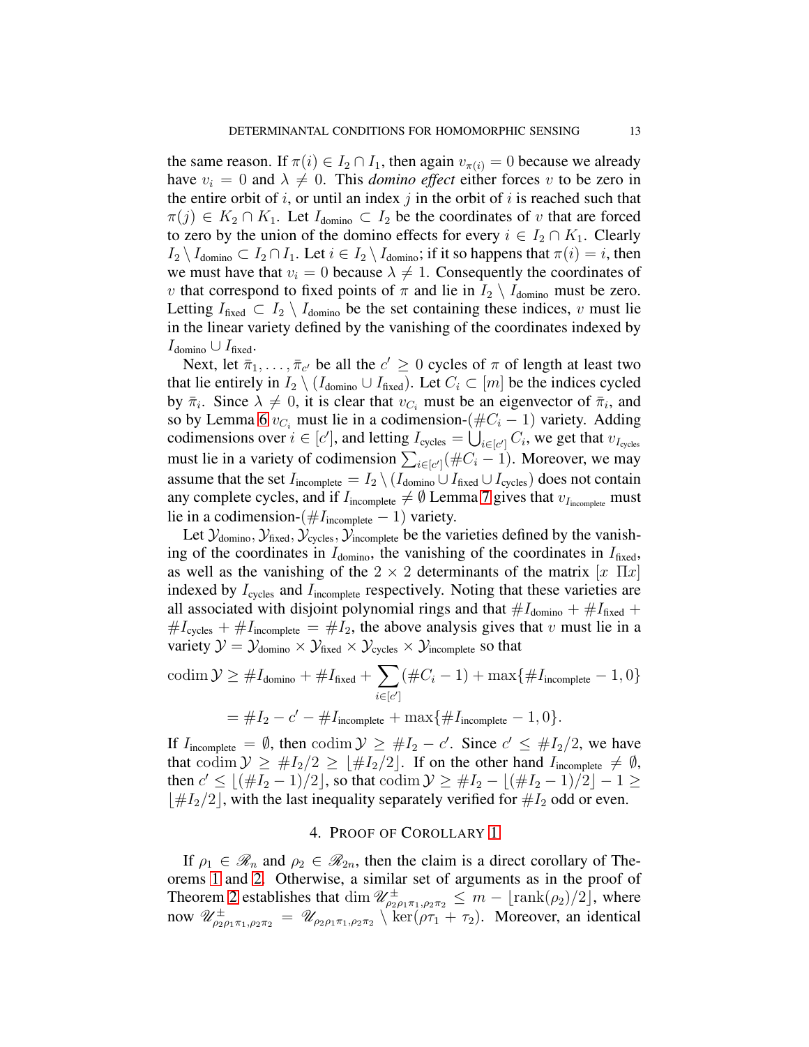the same reason. If $\pi(i) \in I_2 \cap I_1$, then again $v_{\pi(i)} = 0$ because we already have $v_i = 0$ and $\lambda \neq 0$. This *domino effect* either forces $v$ to be zero in the entire orbit of $i$, or until an index $j$ in the orbit of $i$ is reached such that $\pi(j) \in K_2 \cap K_1$. Let $I_{\text{domino}} \subset I_2$ be the coordinates of $v$ that are forced to zero by the union of the domino effects for every $i \in I_2 \cap K_1$. Clearly $I_2 \setminus I_{\text{domino}} \subset I_2 \cap I_1$. Let $i \in I_2 \setminus I_{\text{domino}}$; if it so happens that $\pi(i) = i$, then we must have that $v_i = 0$ because $\lambda \neq 1$. Consequently the coordinates of $v$ that correspond to fixed points of $\pi$ and lie in $I_2 \setminus I_{\text{domino}}$ must be zero. Letting $I_{\text{fixed}} \subset I_2 \setminus I_{\text{domino}}$ be the set containing these indices, $v$ must lie in the linear variety defined by the vanishing of the coordinates indexed by $I_{\text{domino}} \cup I_{\text{fixed}}$.

Next, let $\bar{\pi}_1, \ldots, \bar{\pi}_{c'}$ be all the $c' \geq 0$ cycles of $\pi$ of length at least two that lie entirely in $I_2 \setminus (I_{\text{domino}} \cup I_{\text{fixed}})$. Let $C_i \subset [m]$ be the indices cycled by $\bar{\pi}_i$. Since $\lambda \neq 0$, it is clear that $v_{C_i}$ must be an eigenvector of $\bar{\pi}_i$, and so by Lemma 6 $v_{C_i}$ must lie in a codimension-$(\#C_i - 1)$ variety. Adding codimensions over $i \in [c']$, and letting $I_{\text{cycles}} = \bigcup_{i \in [c']} C_i$, we get that $v_{I_{\text{cycles}}}$ must lie in a variety of codimension $\sum_{i \in [c']}(\#C_i - 1)$. Moreover, we may assume that the set $I_{\text{incomplete}} = I_2 \setminus (I_{\text{domino}} \cup I_{\text{fixed}} \cup I_{\text{cycles}})$ does not contain any complete cycles, and if $I_{\text{incomplete}} \neq \emptyset$ Lemma 7 gives that $v_{I_{\text{incomplete}}}$ must lie in a codimension-$(\#I_{\text{incomplete}} - 1)$ variety.

Let $\mathcal{Y}_{\text{domino}}, \mathcal{Y}_{\text{fixed}}, \mathcal{Y}_{\text{cycles}}, \mathcal{Y}_{\text{incomplete}}$ be the varieties defined by the vanishing of the coordinates in $I_{\text{domino}}$, the vanishing of the coordinates in $I_{\text{fixed}}$, as well as the vanishing of the $2 \times 2$ determinants of the matrix $[x \ \ \Pi x]$ indexed by $I_{\text{cycles}}$ and $I_{\text{incomplete}}$ respectively. Noting that these varieties are all associated with disjoint polynomial rings and that $\#I_{\text{domino}} + \#I_{\text{fixed}} + \#I_{\text{cycles}} + \#I_{\text{incomplete}} = \#I_2$, the above analysis gives that $v$ must lie in a variety $\mathcal{Y} = \mathcal{Y}_{\text{domino}} \times \mathcal{Y}_{\text{fixed}} \times \mathcal{Y}_{\text{cycles}} \times \mathcal{Y}_{\text{incomplete}}$ so that

$$
\begin{aligned}
\operatorname{codim} \mathcal{Y} &\geq \#I_{\text{domino}} + \#I_{\text{fixed}} + \sum_{i \in [c']}(\#C_i - 1) + \max\{\#I_{\text{incomplete}} - 1, 0\} \\
&= \#I_2 - c' - \#I_{\text{incomplete}} + \max\{\#I_{\text{incomplete}} - 1, 0\}.
\end{aligned}
$$

If $I_{\text{incomplete}} = \emptyset$, then $\operatorname{codim} \mathcal{Y} \geq \#I_2 - c'$. Since $c' \leq \#I_2/2$, we have that $\operatorname{codim} \mathcal{Y} \geq \#I_2/2 \geq \lfloor \#I_2/2 \rfloor$. If on the other hand $I_{\text{incomplete}} \neq \emptyset$, then $c' \leq \lfloor (\#I_2 - 1)/2 \rfloor$, so that $\operatorname{codim} \mathcal{Y} \geq \#I_2 - \lfloor (\#I_2 - 1)/2 \rfloor - 1 \geq \lfloor \#I_2/2 \rfloor$, with the last inequality separately verified for $\#I_2$ odd or even.

## 4. Proof of Corollary 1

If $\rho_1 \in \mathscr{R}_n$ and $\rho_2 \in \mathscr{R}_{2n}$, then the claim is a direct corollary of Theorems 1 and 2. Otherwise, a similar set of arguments as in the proof of Theorem 2 establishes that $\dim \mathscr{U}^{\pm}_{\rho_2\rho_1\pi_1, \rho_2\pi_2} \leq m - \lfloor \operatorname{rank}(\rho_2)/2 \rfloor$, where now $\mathscr{U}^{\pm}_{\rho_2\rho_1\pi_1, \rho_2\pi_2} = \mathscr{U}_{\rho_2\rho_1\pi_1, \rho_2\pi_2} \setminus \ker(\rho\tau_1 + \tau_2)$. Moreover, an identical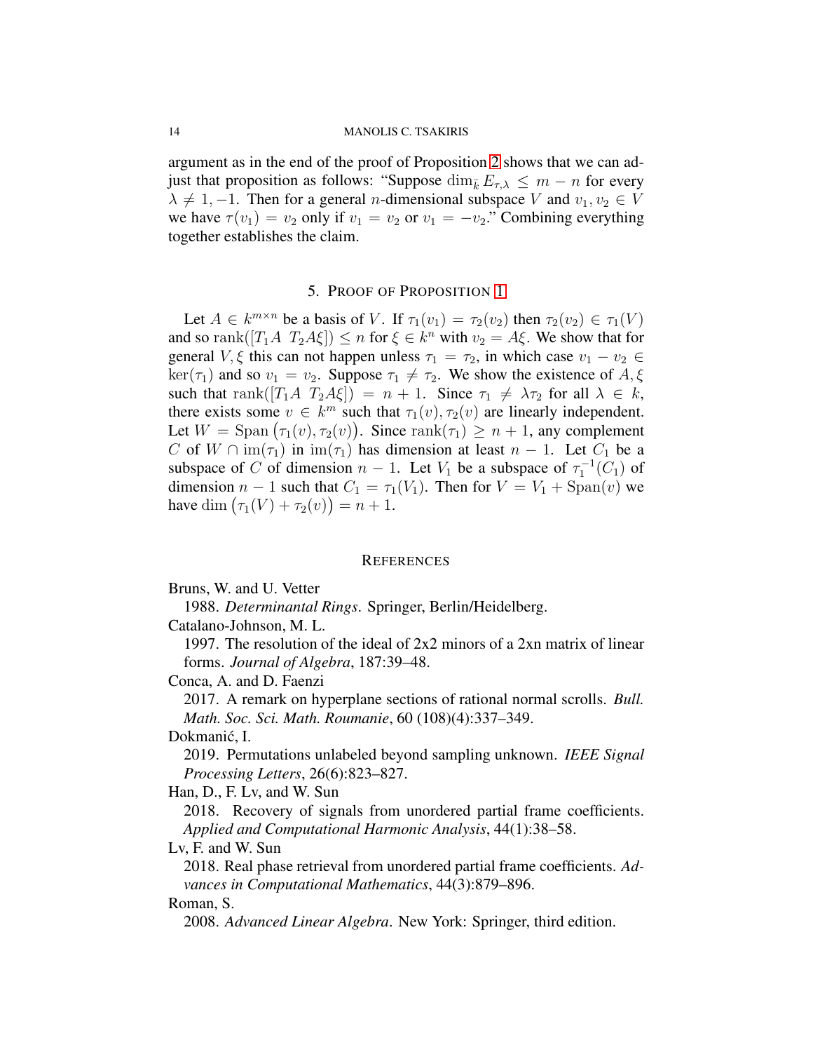argument as in the end of the proof of Proposition 2 shows that we can adjust that proposition as follows: "Suppose $\dim_{\bar{k}} E_{\tau,\lambda} \leq m - n$ for every $\lambda \neq 1, -1$. Then for a general $n$-dimensional subspace $V$ and $v_1, v_2 \in V$ we have $\tau(v_1) = v_2$ only if $v_1 = v_2$ or $v_1 = -v_2$." Combining everything together establishes the claim.

## 5. Proof of Proposition 1

Let $A \in k^{m \times n}$ be a basis of $V$. If $\tau_1(v_1) = \tau_2(v_2)$ then $\tau_2(v_2) \in \tau_1(V)$ and so $\operatorname{rank}([T_1 A \;\; T_2 A\xi]) \leq n$ for $\xi \in k^n$ with $v_2 = A\xi$. We show that for general $V, \xi$ this can not happen unless $\tau_1 = \tau_2$, in which case $v_1 - v_2 \in \ker(\tau_1)$ and so $v_1 = v_2$. Suppose $\tau_1 \neq \tau_2$. We show the existence of $A, \xi$ such that $\operatorname{rank}([T_1 A \;\; T_2 A\xi]) = n + 1$. Since $\tau_1 \neq \lambda \tau_2$ for all $\lambda \in k$, there exists some $v \in k^m$ such that $\tau_1(v), \tau_2(v)$ are linearly independent. Let $W = \operatorname{Span}\big(\tau_1(v), \tau_2(v)\big)$. Since $\operatorname{rank}(\tau_1) \geq n + 1$, any complement $C$ of $W \cap \operatorname{im}(\tau_1)$ in $\operatorname{im}(\tau_1)$ has dimension at least $n - 1$. Let $C_1$ be a subspace of $C$ of dimension $n - 1$. Let $V_1$ be a subspace of $\tau_1^{-1}(C_1)$ of dimension $n - 1$ such that $C_1 = \tau_1(V_1)$. Then for $V = V_1 + \operatorname{Span}(v)$ we have $\dim\big(\tau_1(V) + \tau_2(v)\big) = n + 1$.

## References

Bruns, W. and U. Vetter
: 1988. *Determinantal Rings*. Springer, Berlin/Heidelberg.

Catalano-Johnson, M. L.
: 1997. The resolution of the ideal of 2x2 minors of a 2xn matrix of linear forms. *Journal of Algebra*, 187:39–48.

Conca, A. and D. Faenzi
: 2017. A remark on hyperplane sections of rational normal scrolls. *Bull. Math. Soc. Sci. Math. Roumanie*, 60 (108)(4):337–349.

Dokmanić, I.
: 2019. Permutations unlabeled beyond sampling unknown. *IEEE Signal Processing Letters*, 26(6):823–827.

Han, D., F. Lv, and W. Sun
: 2018. Recovery of signals from unordered partial frame coefficients. *Applied and Computational Harmonic Analysis*, 44(1):38–58.

Lv, F. and W. Sun
: 2018. Real phase retrieval from unordered partial frame coefficients. *Advances in Computational Mathematics*, 44(3):879–896.

Roman, S.
: 2008. *Advanced Linear Algebra*. New York: Springer, third edition.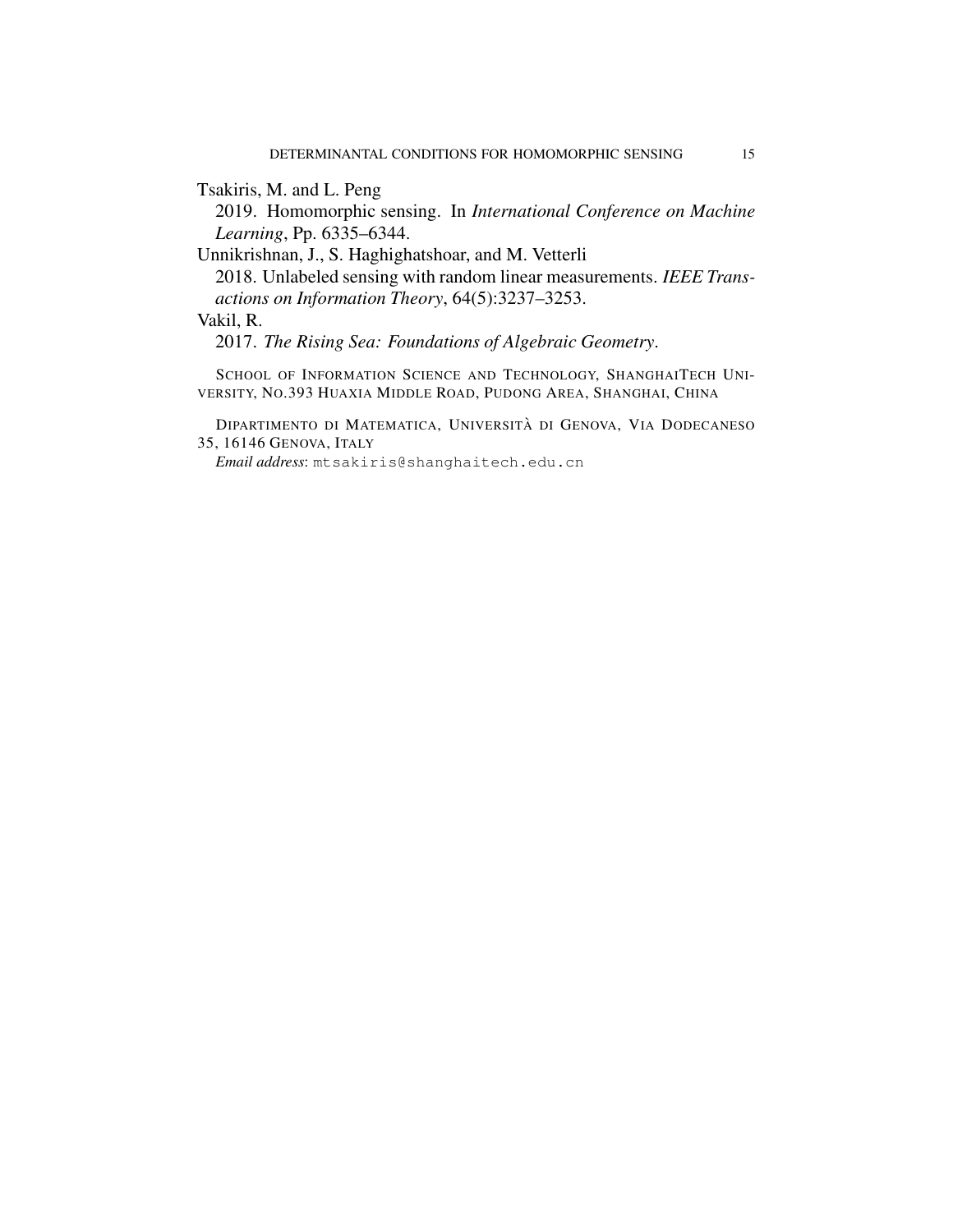Tsakiris, M. and L. Peng

2019. Homomorphic sensing. In *International Conference on Machine Learning*, Pp. 6335–6344.

Unnikrishnan, J., S. Haghighatshoar, and M. Vetterli

2018. Unlabeled sensing with random linear measurements. *IEEE Transactions on Information Theory*, 64(5):3237–3253.

Vakil, R.

2017. *The Rising Sea: Foundations of Algebraic Geometry*.

SCHOOL OF INFORMATION SCIENCE AND TECHNOLOGY, SHANGHAITECH UNIVERSITY, NO.393 HUAXIA MIDDLE ROAD, PUDONG AREA, SHANGHAI, CHINA

DIPARTIMENTO DI MATEMATICA, UNIVERSITÀ DI GENOVA, VIA DODECANESO 35, 16146 GENOVA, ITALY

*Email address*: mtsakiris@shanghaitech.edu.cn